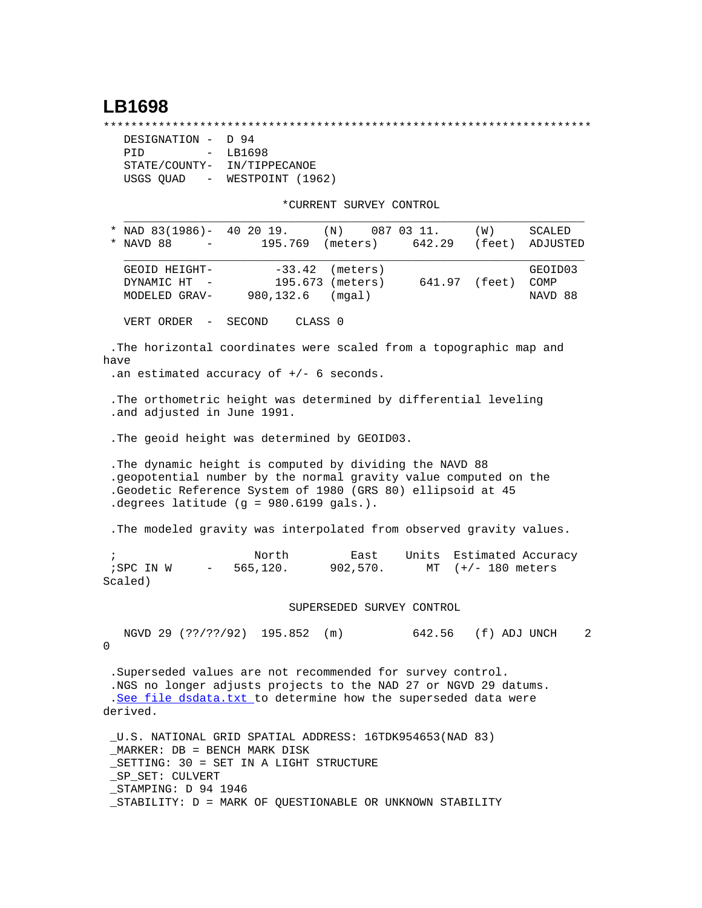# LB1698

```
***********************************************************************
  DESIGNATION -  D 94
  PID         -  LB1698
  STATE/COUNTY-  IN/TIPPECANOE
  USGS QUAD   -  WESTPOINT (1962)

                          *CURRENT SURVEY CONTROL
  ___________________________________________________________________
* NAD 83(1986)-  40 20 19.     (N)    087 03 11.     (W)     SCALED
* NAVD 88     -       195.769  (meters)     642.29   (feet)  ADJUSTED
  ___________________________________________________________________
  GEOID HEIGHT-        -33.42  (meters)                      GEOID03
  DYNAMIC HT  -       195.673 (meters)      641.97  (feet)   COMP
  MODELED GRAV-     980,132.6   (mgal)                       NAVD 88

  VERT ORDER  -  SECOND     CLASS 0

 .The horizontal coordinates were scaled from a topographic map and
have
 .an estimated accuracy of +/- 6 seconds.

 .The orthometric height was determined by differential leveling
 .and adjusted in June 1991.

 .The geoid height was determined by GEOID03.

 .The dynamic height is computed by dividing the NAVD 88
 .geopotential number by the normal gravity value computed on the
 .Geodetic Reference System of 1980 (GRS 80) ellipsoid at 45
 .degrees latitude (g = 980.6199 gals.).

 .The modeled gravity was interpolated from observed gravity values.

 ;                   North         East     Units  Estimated Accuracy
 ;SPC IN W     -   565,120.      902,570.      MT  (+/- 180 meters
Scaled)

                          SUPERSEDED SURVEY CONTROL

  NGVD 29 (??/??/92)  195.852  (m)          642.56   (f) ADJ UNCH    2
0

 .Superseded values are not recommended for survey control.
 .NGS no longer adjusts projects to the NAD 27 or NGVD 29 datums.
 .See file dsdata.txt to determine how the superseded data were
derived.

 _U.S. NATIONAL GRID SPATIAL ADDRESS: 16TDK954653(NAD 83)
 _MARKER: DB = BENCH MARK DISK
 _SETTING: 30 = SET IN A LIGHT STRUCTURE
 _SP_SET: CULVERT
 _STAMPING: D 94 1946
 _STABILITY: D = MARK OF QUESTIONABLE OR UNKNOWN STABILITY
```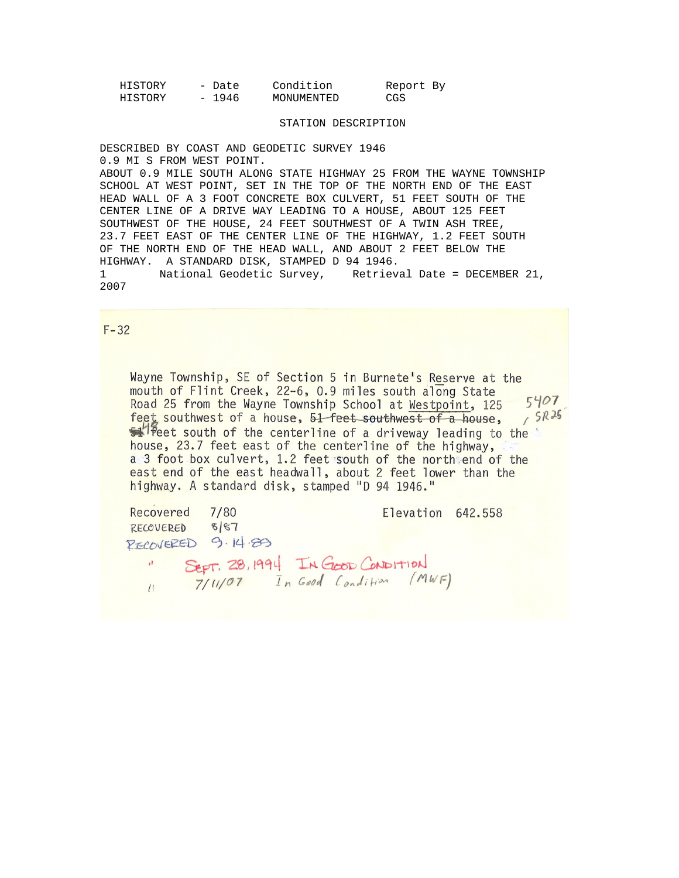| HISTORY | - Date | Condition | Report By |
|---|---|---|---|
| HISTORY | - 1946 | MONUMENTED | CGS |

STATION DESCRIPTION

DESCRIBED BY COAST AND GEODETIC SURVEY 1946
0.9 MI S FROM WEST POINT.
ABOUT 0.9 MILE SOUTH ALONG STATE HIGHWAY 25 FROM THE WAYNE TOWNSHIP SCHOOL AT WEST POINT, SET IN THE TOP OF THE NORTH END OF THE EAST HEAD WALL OF A 3 FOOT CONCRETE BOX CULVERT, 51 FEET SOUTH OF THE CENTER LINE OF A DRIVE WAY LEADING TO A HOUSE, ABOUT 125 FEET SOUTHWEST OF THE HOUSE, 24 FEET SOUTHWEST OF A TWIN ASH TREE, 23.7 FEET EAST OF THE CENTER LINE OF THE HIGHWAY, 1.2 FEET SOUTH OF THE NORTH END OF THE HEAD WALL, AND ABOUT 2 FEET BELOW THE HIGHWAY. A STANDARD DISK, STAMPED D 94 1946.
1 National Geodetic Survey, Retrieval Date = DECEMBER 21, 2007

F-32

Wayne Township, SE of Section 5 in Burnete's Reserve at the mouth of Flint Creek, 22-6, 0.9 miles south along State Road 25 from the Wayne Township School at Westpoint, 125 feet southwest of a house, ~~51 feet southwest of a house,~~ ~~51~~ 48 feet south of the centerline of a driveway leading to the house, 23.7 feet east of the centerline of the highway, a 3 foot box culvert, 1.2 feet south of the north end of the east end of the east headwall, about 2 feet lower than the highway. A standard disk, stamped "D 94 1946."

5407 / SR 25

Recovered 7/80 Elevation 642.558
RECOVERED 8/87
RECOVERED 9.14.89
" SEPT. 28, 1994 IN GOOD CONDITION
" 7/11/07 In Good Condition (MWF)